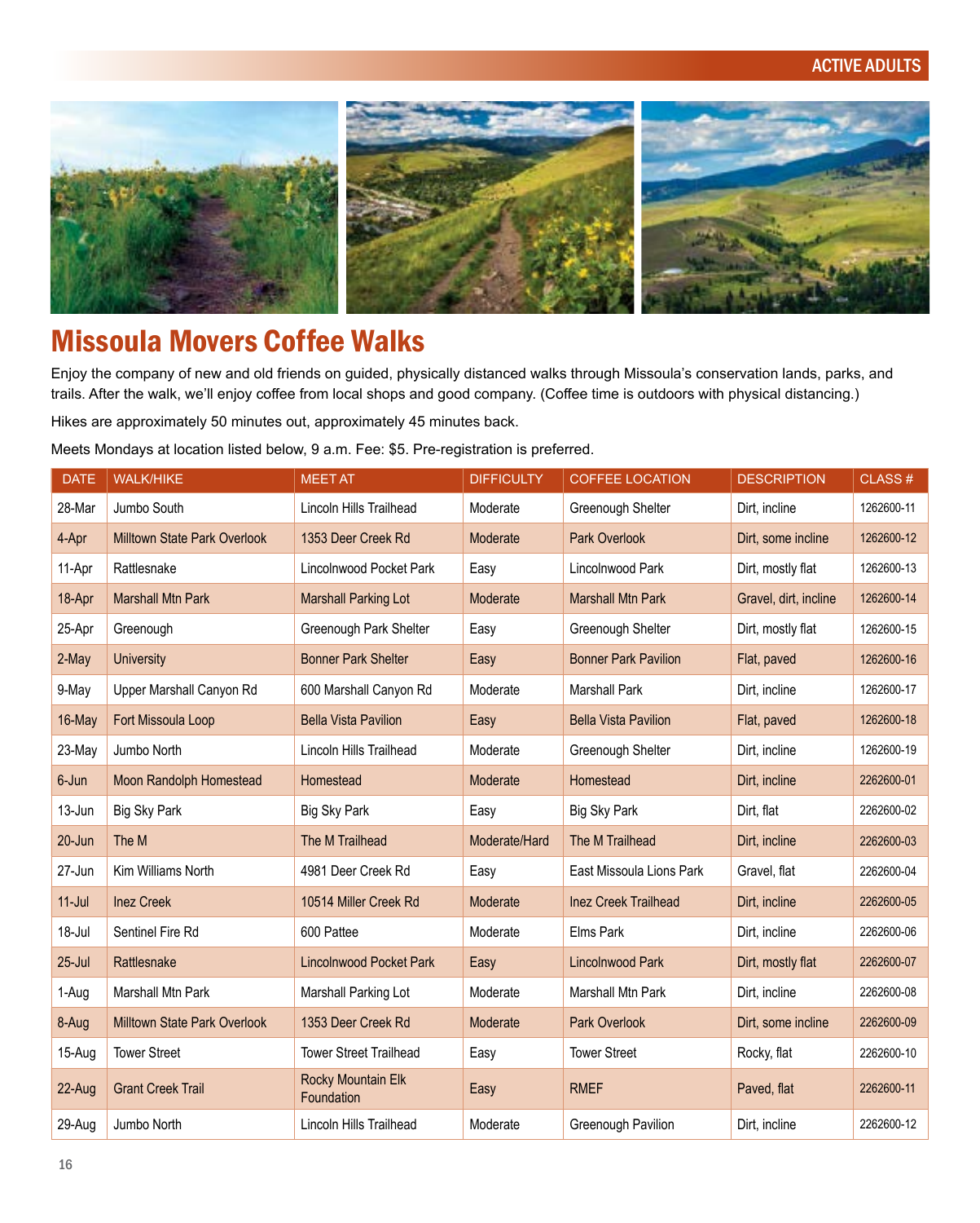# Missoula Movers Coffee Walks

Enjoy the company of new and old friends on guided, physically distanced walks through Missoula's conservation lands, parks, and trails. After the walk, we'll enjoy coffee from local shops and good company. (Coffee time is outdoors with physical distancing.)

Hikes are approximately 50 minutes out, approximately 45 minutes back.

Meets Mondays at location listed below, 9 a.m. Fee: $5. Pre-registration is preferred.

| DATE | WALK/HIKE | MEET AT | DIFFICULTY | COFFEE LOCATION | DESCRIPTION | CLASS # |
|---|---|---|---|---|---|---|
| 28-Mar | Jumbo South | Lincoln Hills Trailhead | Moderate | Greenough Shelter | Dirt, incline | 1262600-11 |
| 4-Apr | Milltown State Park Overlook | 1353 Deer Creek Rd | Moderate | Park Overlook | Dirt, some incline | 1262600-12 |
| 11-Apr | Rattlesnake | Lincolnwood Pocket Park | Easy | Lincolnwood Park | Dirt, mostly flat | 1262600-13 |
| 18-Apr | Marshall Mtn Park | Marshall Parking Lot | Moderate | Marshall Mtn Park | Gravel, dirt, incline | 1262600-14 |
| 25-Apr | Greenough | Greenough Park Shelter | Easy | Greenough Shelter | Dirt, mostly flat | 1262600-15 |
| 2-May | University | Bonner Park Shelter | Easy | Bonner Park Pavilion | Flat, paved | 1262600-16 |
| 9-May | Upper Marshall Canyon Rd | 600 Marshall Canyon Rd | Moderate | Marshall Park | Dirt, incline | 1262600-17 |
| 16-May | Fort Missoula Loop | Bella Vista Pavilion | Easy | Bella Vista Pavilion | Flat, paved | 1262600-18 |
| 23-May | Jumbo North | Lincoln Hills Trailhead | Moderate | Greenough Shelter | Dirt, incline | 1262600-19 |
| 6-Jun | Moon Randolph Homestead | Homestead | Moderate | Homestead | Dirt, incline | 2262600-01 |
| 13-Jun | Big Sky Park | Big Sky Park | Easy | Big Sky Park | Dirt, flat | 2262600-02 |
| 20-Jun | The M | The M Trailhead | Moderate/Hard | The M Trailhead | Dirt, incline | 2262600-03 |
| 27-Jun | Kim Williams North | 4981 Deer Creek Rd | Easy | East Missoula Lions Park | Gravel, flat | 2262600-04 |
| 11-Jul | Inez Creek | 10514 Miller Creek Rd | Moderate | Inez Creek Trailhead | Dirt, incline | 2262600-05 |
| 18-Jul | Sentinel Fire Rd | 600 Pattee | Moderate | Elms Park | Dirt, incline | 2262600-06 |
| 25-Jul | Rattlesnake | Lincolnwood Pocket Park | Easy | Lincolnwood Park | Dirt, mostly flat | 2262600-07 |
| 1-Aug | Marshall Mtn Park | Marshall Parking Lot | Moderate | Marshall Mtn Park | Dirt, incline | 2262600-08 |
| 8-Aug | Milltown State Park Overlook | 1353 Deer Creek Rd | Moderate | Park Overlook | Dirt, some incline | 2262600-09 |
| 15-Aug | Tower Street | Tower Street Trailhead | Easy | Tower Street | Rocky, flat | 2262600-10 |
| 22-Aug | Grant Creek Trail | Rocky Mountain Elk Foundation | Easy | RMEF | Paved, flat | 2262600-11 |
| 29-Aug | Jumbo North | Lincoln Hills Trailhead | Moderate | Greenough Pavilion | Dirt, incline | 2262600-12 |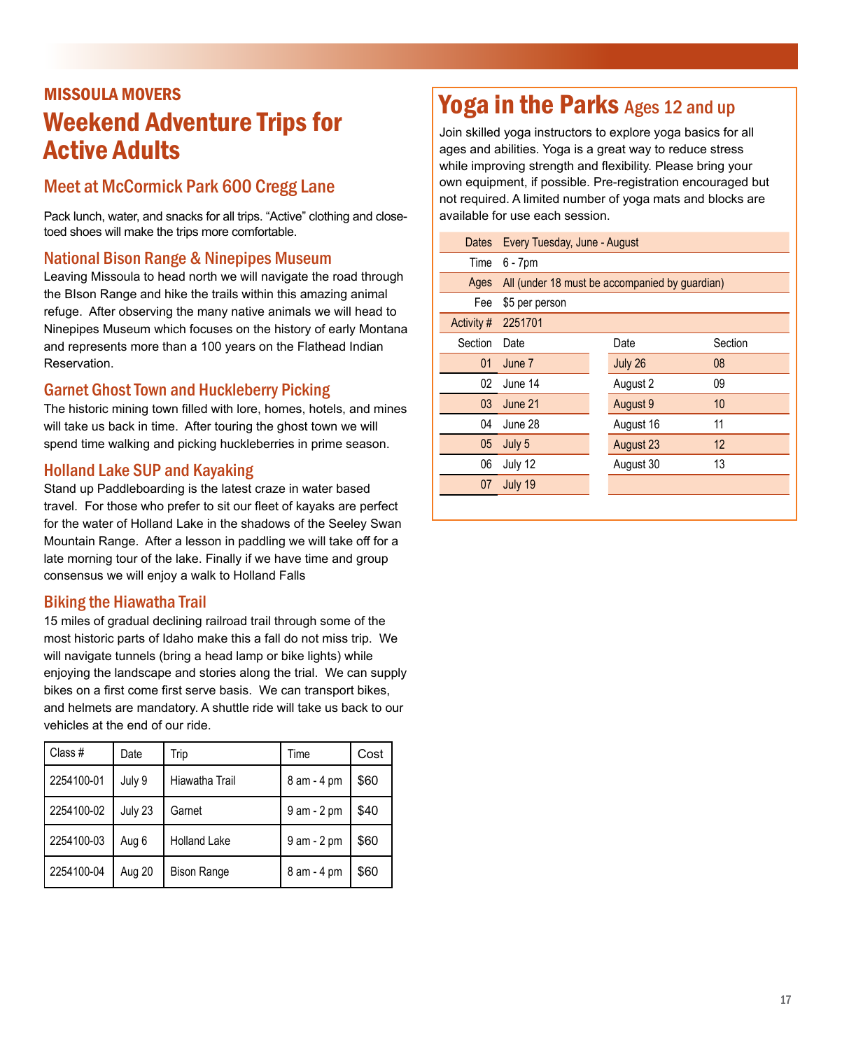## MISSOULA MOVERS

# Weekend Adventure Trips for Active Adults

## Meet at McCormick Park 600 Cregg Lane

Pack lunch, water, and snacks for all trips. “Active” clothing and close-toed shoes will make the trips more comfortable.

### National Bison Range & Ninepipes Museum

Leaving Missoula to head north we will navigate the road through the BIson Range and hike the trails within this amazing animal refuge. After observing the many native animals we will head to Ninepipes Museum which focuses on the history of early Montana and represents more than a 100 years on the Flathead Indian Reservation.

### Garnet Ghost Town and Huckleberry Picking

The historic mining town filled with lore, homes, hotels, and mines will take us back in time. After touring the ghost town we will spend time walking and picking huckleberries in prime season.

### Holland Lake SUP and Kayaking

Stand up Paddleboarding is the latest craze in water based travel. For those who prefer to sit our fleet of kayaks are perfect for the water of Holland Lake in the shadows of the Seeley Swan Mountain Range. After a lesson in paddling we will take off for a late morning tour of the lake. Finally if we have time and group consensus we will enjoy a walk to Holland Falls

### Biking the Hiawatha Trail

15 miles of gradual declining railroad trail through some of the most historic parts of Idaho make this a fall do not miss trip. We will navigate tunnels (bring a head lamp or bike lights) while enjoying the landscape and stories along the trial. We can supply bikes on a first come first serve basis. We can transport bikes, and helmets are mandatory. A shuttle ride will take us back to our vehicles at the end of our ride.

| Class # | Date | Trip | Time | Cost |
|---|---|---|---|---|
| 2254100-01 | July 9 | Hiawatha Trail | 8 am - 4 pm | $60 |
| 2254100-02 | July 23 | Garnet | 9 am - 2 pm | $40 |
| 2254100-03 | Aug 6 | Holland Lake | 9 am - 2 pm | $60 |
| 2254100-04 | Aug 20 | Bison Range | 8 am - 4 pm | $60 |

# Yoga in the Parks Ages 12 and up

Join skilled yoga instructors to explore yoga basics for all ages and abilities. Yoga is a great way to reduce stress while improving strength and flexibility. Please bring your own equipment, if possible. Pre-registration encouraged but not required. A limited number of yoga mats and blocks are available for use each session.

| | |
|---|---|
| Dates | Every Tuesday, June - August |
| Time | 6 - 7pm |
| Ages | All (under 18 must be accompanied by guardian) |
| Fee | $5 per person |
| Activity # | 2251701 |

| Section | Date | Date | Section |
|---|---|---|---|
| 01 | June 7 | July 26 | 08 |
| 02 | June 14 | August 2 | 09 |
| 03 | June 21 | August 9 | 10 |
| 04 | June 28 | August 16 | 11 |
| 05 | July 5 | August 23 | 12 |
| 06 | July 12 | August 30 | 13 |
| 07 | July 19 | | |